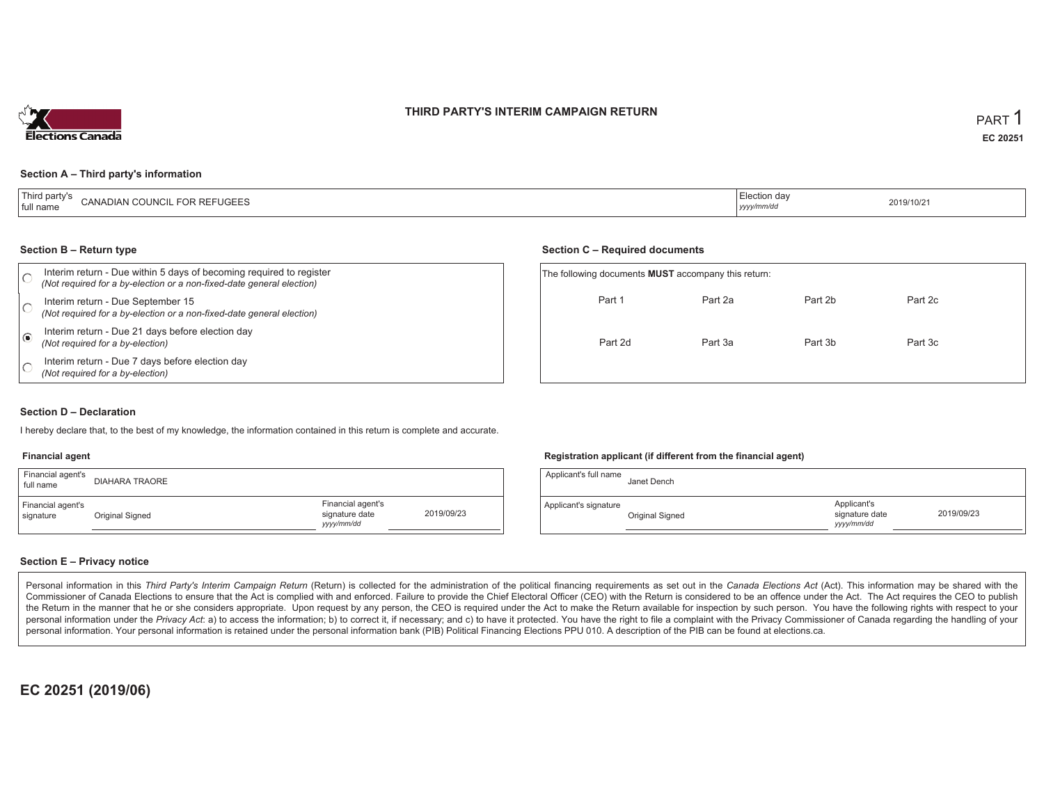# THIRD PARTY'S INTERIM CAMPAIGN RETURN

PART 1

**EC 20251**

## Section A – Third party's information

| Third party's full name | CANADIAN COUNCIL FOR REFUGEES | Election day *yyyy/mm/dd* | 2019/10/21 |
|---|---|---|---|

## Section B – Return type

- ○ Interim return - Due within 5 days of becoming required to register *(Not required for a by-election or a non-fixed-date general election)*
- ○ Interim return - Due September 15 *(Not required for a by-election or a non-fixed-date general election)*
- ◉ Interim return - Due 21 days before election day *(Not required for a by-election)*
- ○ Interim return - Due 7 days before election day *(Not required for a by-election)*

## Section C – Required documents

The following documents **MUST** accompany this return:

| Part 1 | Part 2a | Part 2b | Part 2c |
|---|---|---|---|
| Part 2d | Part 3a | Part 3b | Part 3c |

## Section D – Declaration

I hereby declare that, to the best of my knowledge, the information contained in this return is complete and accurate.

### Financial agent

| Financial agent's full name | DIAHARA TRAORE | | |
|---|---|---|---|
| Financial agent's signature | Original Signed | Financial agent's signature date *yyyy/mm/dd* | 2019/09/23 |

### Registration applicant (if different from the financial agent)

| Applicant's full name | Janet Dench | | |
|---|---|---|---|
| Applicant's signature | Original Signed | Applicant's signature date *yyyy/mm/dd* | 2019/09/23 |

## Section E – Privacy notice

Personal information in this *Third Party's Interim Campaign Return* (Return) is collected for the administration of the political financing requirements as set out in the *Canada Elections Act* (Act). This information may be shared with the Commissioner of Canada Elections to ensure that the Act is complied with and enforced. Failure to provide the Chief Electoral Officer (CEO) with the Return is considered to be an offence under the Act. The Act requires the CEO to publish the Return in the manner that he or she considers appropriate. Upon request by any person, the CEO is required under the Act to make the Return available for inspection by such person. You have the following rights with respect to your personal information under the *Privacy Act*: a) to access the information; b) to correct it, if necessary; and c) to have it protected. You have the right to file a complaint with the Privacy Commissioner of Canada regarding the handling of your personal information. Your personal information is retained under the personal information bank (PIB) Political Financing Elections PPU 010. A description of the PIB can be found at elections.ca.

**EC 20251 (2019/06)**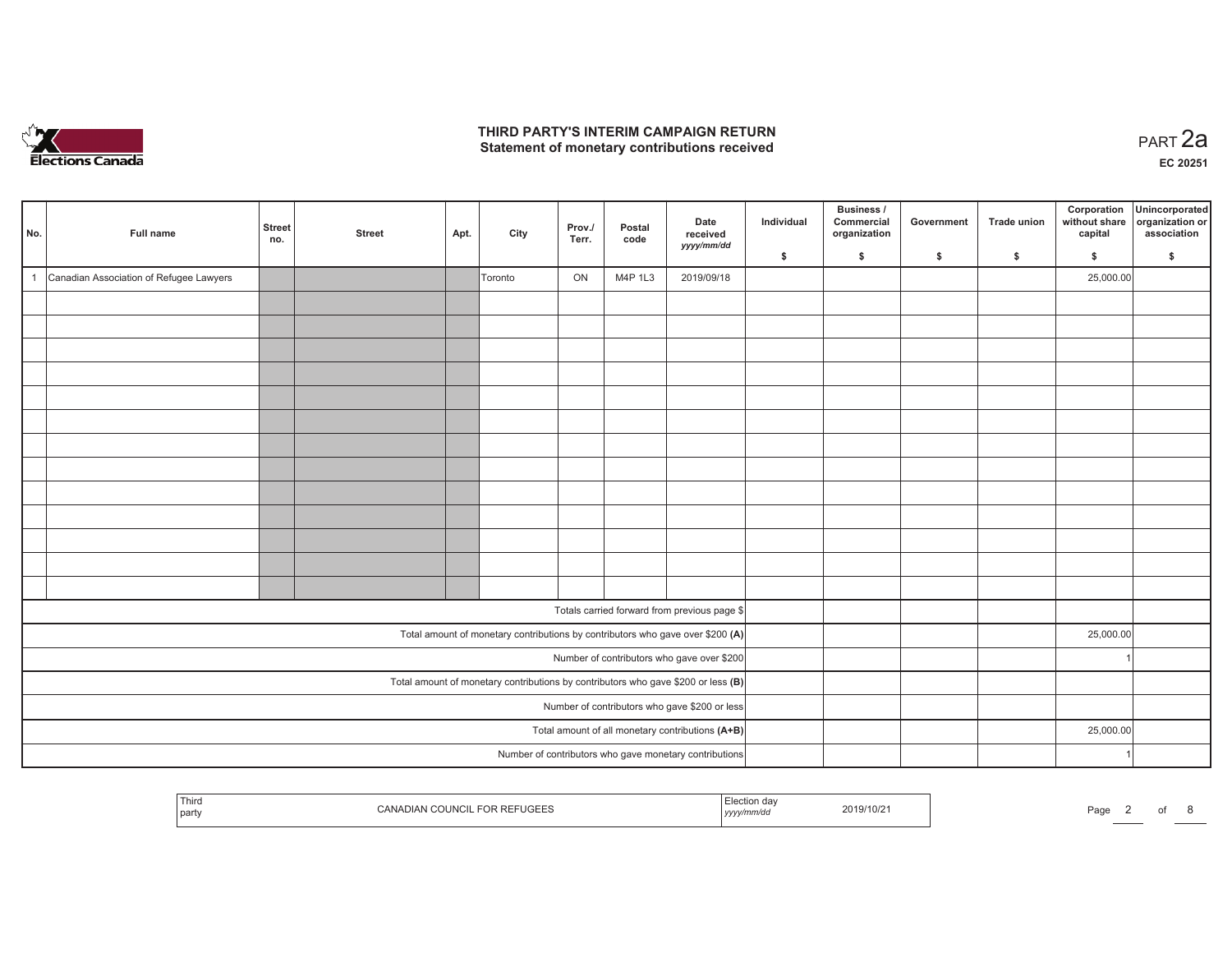# THIRD PARTY'S INTERIM CAMPAIGN RETURN
## Statement of monetary contributions received

PART 2a

EC 20251

| No. | Full name | Street no. | Street | Apt. | City | Prov./ Terr. | Postal code | Date received yyyy/mm/dd | Individual $ | Business / Commercial organization $ | Government $ | Trade union $ | Corporation without share capital $ | Unincorporated organization or association $ |
|---|---|---|---|---|---|---|---|---|---|---|---|---|---|---|
| 1 | Canadian Association of Refugee Lawyers | | | | Toronto | ON | M4P 1L3 | 2019/09/18 | | | | | 25,000.00 | |
| | | | | | | | | | | | | | | |
| | | | | | | | | | | | | | | |
| | | | | | | | | | | | | | | |
| | | | | | | | | | | | | | | |
| | | | | | | | | | | | | | | |
| | | | | | | | | | | | | | | |
| | | | | | | | | | | | | | | |
| | | | | | | | | | | | | | | |
| | | | | | | | | | | | | | | |
| | | | | | | | | | | | | | | |
| | | | | | | | | | | | | | | |
| | | | | | | | | | | | | | | |
| | | | | | | | | | | | | | | |
| Totals carried forward from previous page $ | | | | | | | | | | | | | | |
| Total amount of monetary contributions by contributors who gave over $200 (A) | | | | | | | | | | | | | 25,000.00 | |
| Number of contributors who gave over $200 | | | | | | | | | | | | | 1 | |
| Total amount of monetary contributions by contributors who gave $200 or less (B) | | | | | | | | | | | | | | |
| Number of contributors who gave $200 or less | | | | | | | | | | | | | | |
| Total amount of all monetary contributions (A+B) | | | | | | | | | | | | | 25,000.00 | |
| Number of contributors who gave monetary contributions | | | | | | | | | | | | | 1 | |

| Third party | CANADIAN COUNCIL FOR REFUGEES | Election day yyyy/mm/dd | 2019/10/21 |
|---|---|---|---|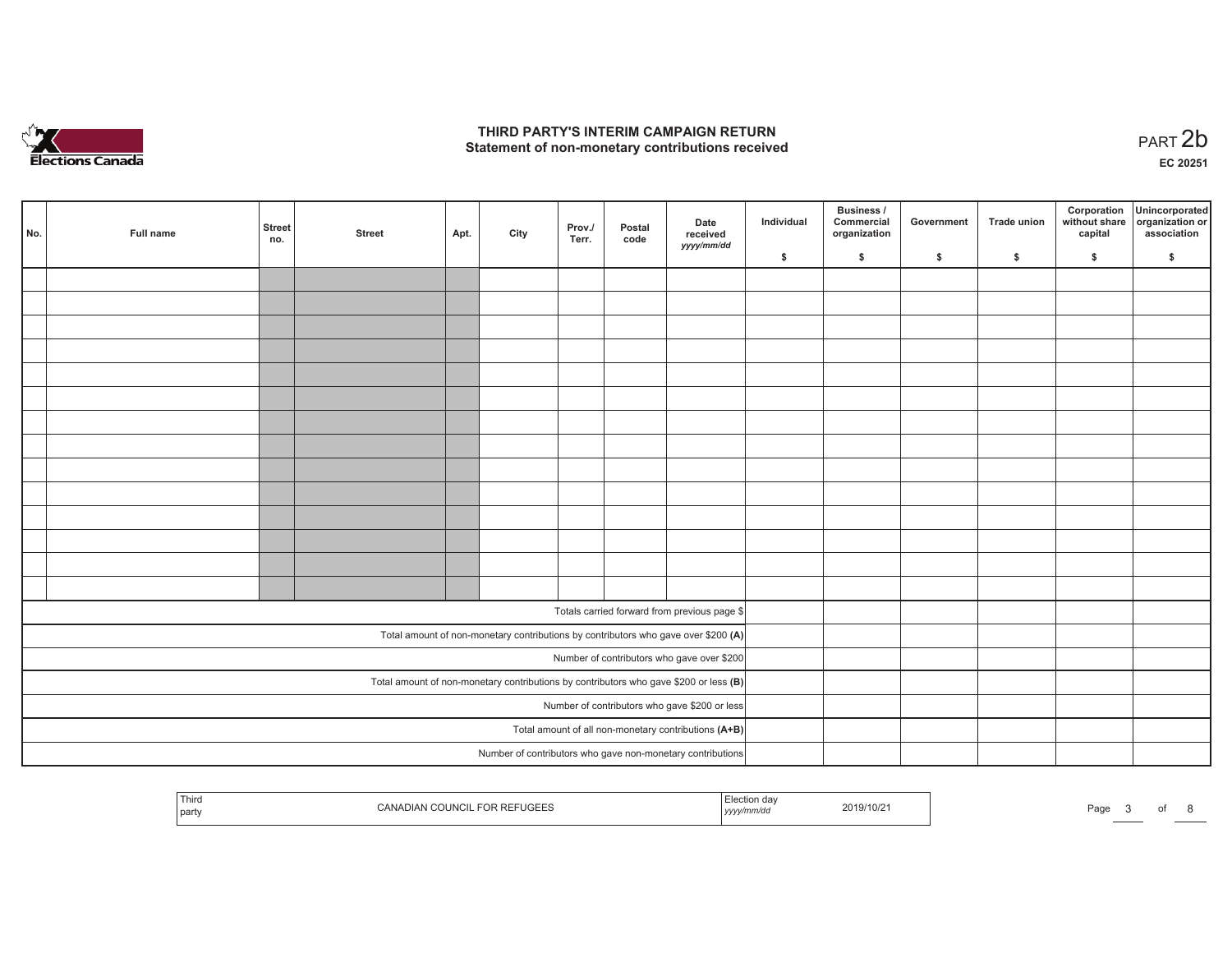# THIRD PARTY'S INTERIM CAMPAIGN RETURN
## Statement of non-monetary contributions received

PART 2b

EC 20251

| No. | Full name | Street no. | Street | Apt. | City | Prov./ Terr. | Postal code | Date received yyyy/mm/dd | Individual $ | Business / Commercial organization $ | Government $ | Trade union $ | Corporation without share capital $ | Unincorporated organization or association $ |
|---|---|---|---|---|---|---|---|---|---|---|---|---|---|---|
| | | | | | | | | | | | | | | |
| | | | | | | | | | | | | | | |
| | | | | | | | | | | | | | | |
| | | | | | | | | | | | | | | |
| | | | | | | | | | | | | | | |
| | | | | | | | | | | | | | | |
| | | | | | | | | | | | | | | |
| | | | | | | | | | | | | | | |
| | | | | | | | | | | | | | | |
| | | | | | | | | | | | | | | |
| | | | | | | | | | | | | | | |
| | | | | | | | | | | | | | | |
| | | | | | | | | | | | | | | |
| | | | | | | | | | | | | | | |
| Totals carried forward from previous page $ | | | | | | | | | | | | | | |
| Total amount of non-monetary contributions by contributors who gave over $200 **(A)** | | | | | | | | | | | | | | |
| Number of contributors who gave over $200 | | | | | | | | | | | | | | |
| Total amount of non-monetary contributions by contributors who gave $200 or less **(B)** | | | | | | | | | | | | | | |
| Number of contributors who gave $200 or less | | | | | | | | | | | | | | |
| Total amount of all non-monetary contributions **(A+B)** | | | | | | | | | | | | | | |
| Number of contributors who gave non-monetary contributions | | | | | | | | | | | | | | |

| Third party | CANADIAN COUNCIL FOR REFUGEES | Election day yyyy/mm/dd | 2019/10/21 |
|---|---|---|---|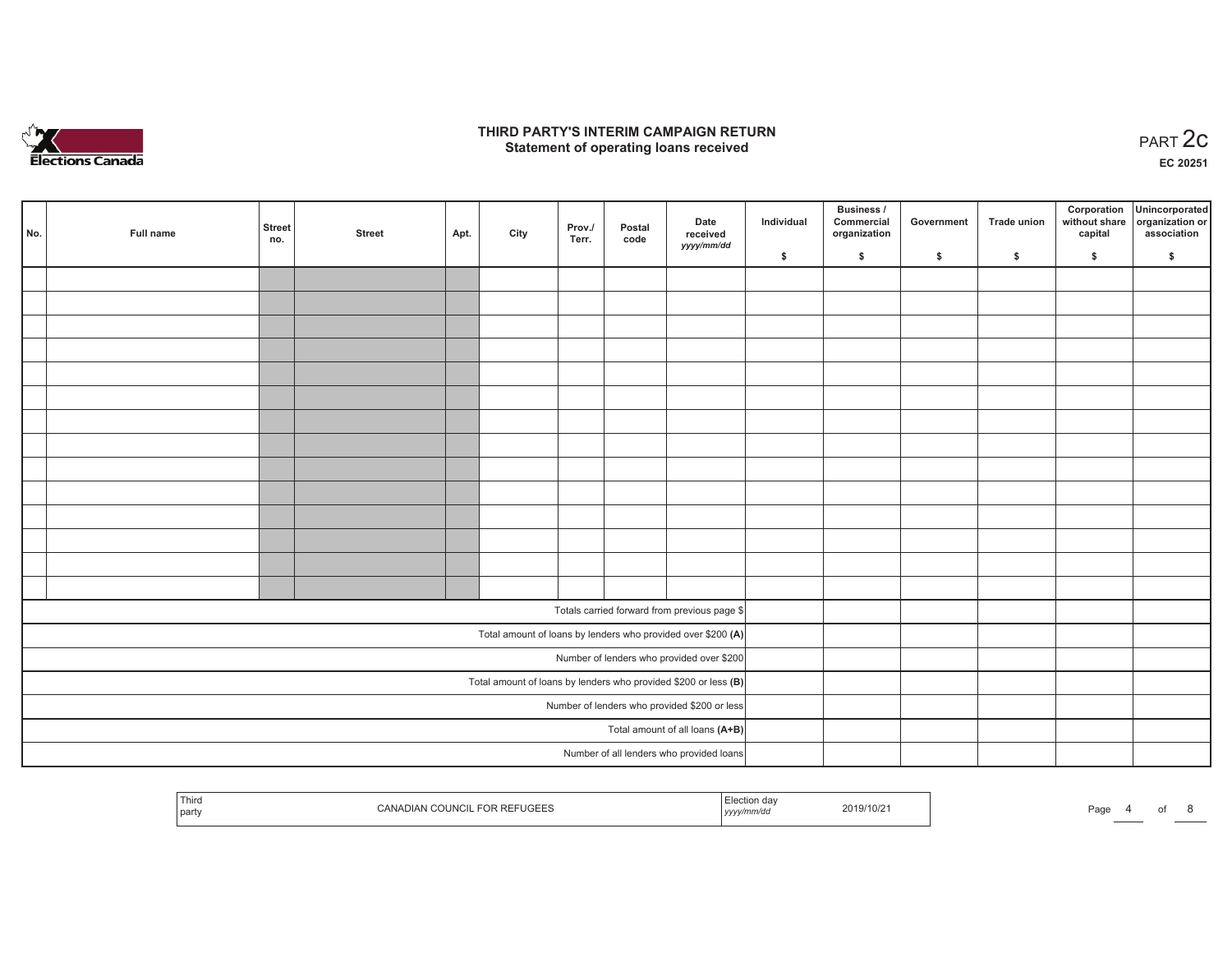# THIRD PARTY'S INTERIM CAMPAIGN RETURN
## Statement of operating loans received

PART 2c

EC 20251

| No. | Full name | Street no. | Street | Apt. | City | Prov./ Terr. | Postal code | Date received yyyy/mm/dd | Individual $ | Business / Commercial organization $ | Government $ | Trade union $ | Corporation without share capital $ | Unincorporated organization or association $ |
|---|---|---|---|---|---|---|---|---|---|---|---|---|---|---|
| | | | | | | | | | | | | | | |
| | | | | | | | | | | | | | | |
| | | | | | | | | | | | | | | |
| | | | | | | | | | | | | | | |
| | | | | | | | | | | | | | | |
| | | | | | | | | | | | | | | |
| | | | | | | | | | | | | | | |
| | | | | | | | | | | | | | | |
| | | | | | | | | | | | | | | |
| | | | | | | | | | | | | | | |
| | | | | | | | | | | | | | | |
| | | | | | | | | | | | | | | |
| | | | | | | | | | | | | | | |
| | | | | | | | | | | | | | | |
| Totals carried forward from previous page $ | | | | | | | | | | | | | | |
| Total amount of loans by lenders who provided over $200 **(A)** | | | | | | | | | | | | | | |
| Number of lenders who provided over $200 | | | | | | | | | | | | | | |
| Total amount of loans by lenders who provided $200 or less **(B)** | | | | | | | | | | | | | | |
| Number of lenders who provided $200 or less | | | | | | | | | | | | | | |
| Total amount of all loans **(A+B)** | | | | | | | | | | | | | | |
| Number of all lenders who provided loans | | | | | | | | | | | | | | |

| Third party | CANADIAN COUNCIL FOR REFUGEES | Election day yyyy/mm/dd | 2019/10/21 |
|---|---|---|---|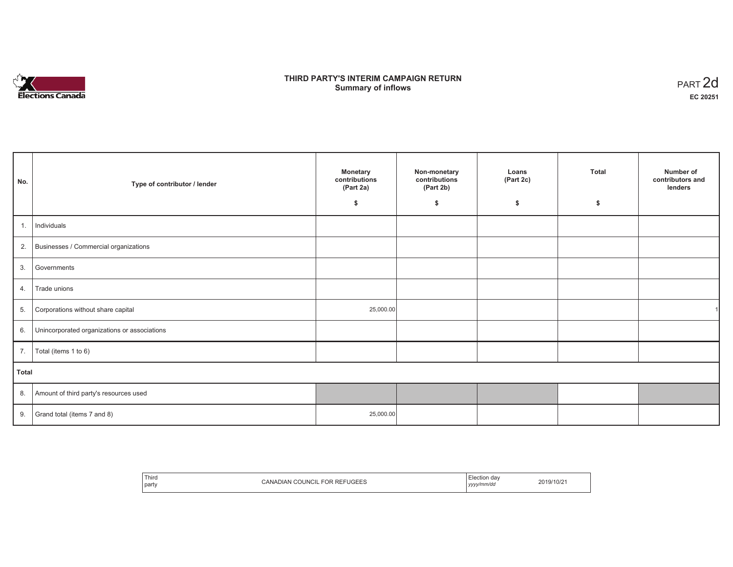# THIRD PARTY'S INTERIM CAMPAIGN RETURN
## Summary of inflows

PART 2d
**EC 20251**

| No. | Type of contributor / lender | Monetary contributions (Part 2a) $ | Non-monetary contributions (Part 2b) $ | Loans (Part 2c) $ | Total $ | Number of contributors and lenders |
|---|---|---|---|---|---|---|
| 1. | Individuals | | | | | |
| 2. | Businesses / Commercial organizations | | | | | |
| 3. | Governments | | | | | |
| 4. | Trade unions | | | | | |
| 5. | Corporations without share capital | 25,000.00 | | | | 1 |
| 6. | Unincorporated organizations or associations | | | | | |
| 7. | Total (items 1 to 6) | | | | | |
| **Total** | | | | | | |
| 8. | Amount of third party's resources used | | | | | |
| 9. | Grand total (items 7 and 8) | 25,000.00 | | | | |

| Third party | CANADIAN COUNCIL FOR REFUGEES | Election day *yyyy/mm/dd* | 2019/10/21 |
|---|---|---|---|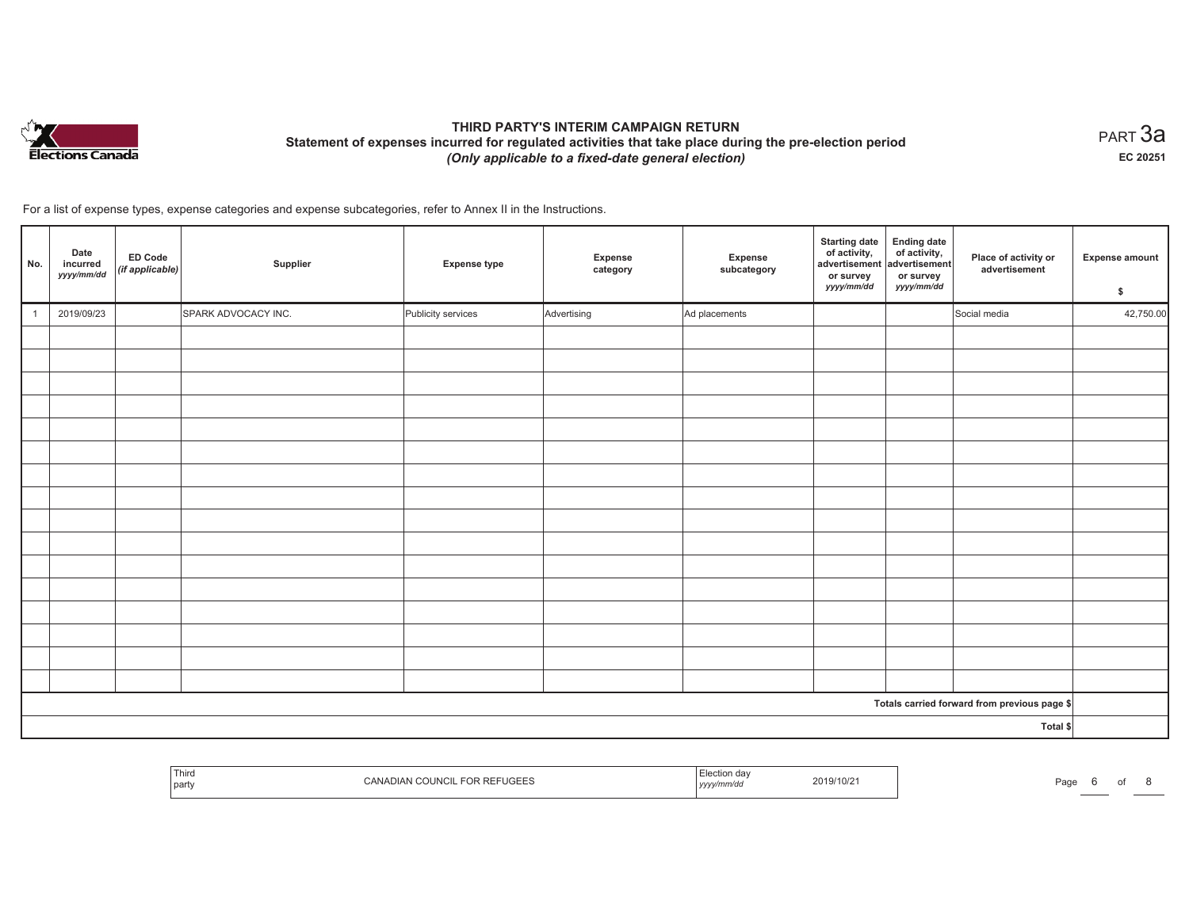# THIRD PARTY'S INTERIM CAMPAIGN RETURN

## Statement of expenses incurred for regulated activities that take place during the pre-election period

*(Only applicable to a fixed-date general election)*

PART 3a

EC 20251

For a list of expense types, expense categories and expense subcategories, refer to Annex II in the Instructions.

| No. | Date incurred *yyyy/mm/dd* | ED Code *(if applicable)* | Supplier | Expense type | Expense category | Expense subcategory | Starting date of activity, advertisement or survey *yyyy/mm/dd* | Ending date of activity, advertisement or survey *yyyy/mm/dd* | Place of activity or advertisement | Expense amount $ |
|---|---|---|---|---|---|---|---|---|---|---|
| 1 | 2019/09/23 | | SPARK ADVOCACY INC. | Publicity services | Advertising | Ad placements | | | Social media | 42,750.00 |
| | | | | | | | | | | |
| | | | | | | | | | | |
| | | | | | | | | | | |
| | | | | | | | | | | |
| | | | | | | | | | | |
| | | | | | | | | | | |
| | | | | | | | | | | |
| | | | | | | | | | | |
| | | | | | | | | | | |
| | | | | | | | | | | |
| | | | | | | | | | | |
| | | | | | | | | | | |
| | | | | | | | | | | |
| | | | | | | | | | | |
| | | | | | | | | | | |
| | | | | | | | | | | |
| Totals carried forward from previous page $ | | | | | | | | | | |
| Total $ | | | | | | | | | | |

| Third party | CANADIAN COUNCIL FOR REFUGEES | Election day *yyyy/mm/dd* | 2019/10/21 |
|---|---|---|---|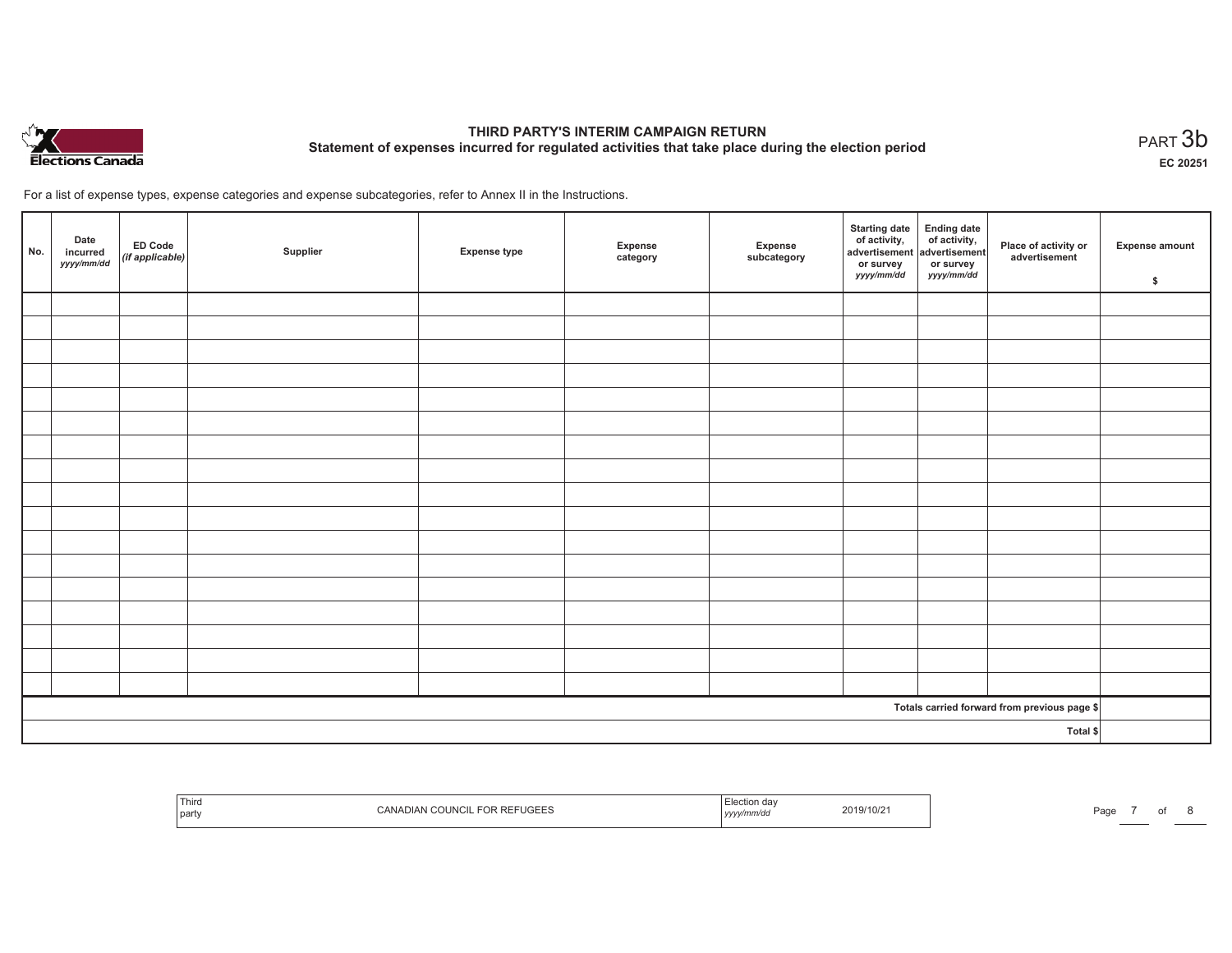# THIRD PARTY'S INTERIM CAMPAIGN RETURN

## Statement of expenses incurred for regulated activities that take place during the election period

PART 3b

EC 20251

For a list of expense types, expense categories and expense subcategories, refer to Annex II in the Instructions.

| No. | Date incurred *yyyy/mm/dd* | ED Code *(if applicable)* | Supplier | Expense type | Expense category | Expense subcategory | Starting date of activity, advertisement or survey *yyyy/mm/dd* | Ending date of activity, advertisement or survey *yyyy/mm/dd* | Place of activity or advertisement | Expense amount $ |
|---|---|---|---|---|---|---|---|---|---|---|
| | | | | | | | | | | |
| | | | | | | | | | | |
| | | | | | | | | | | |
| | | | | | | | | | | |
| | | | | | | | | | | |
| | | | | | | | | | | |
| | | | | | | | | | | |
| | | | | | | | | | | |
| | | | | | | | | | | |
| | | | | | | | | | | |
| | | | | | | | | | | |
| | | | | | | | | | | |
| | | | | | | | | | | |
| | | | | | | | | | | |
| | | | | | | | | | | |
| | | | | | | | | | | |
| | | | | | | | | | | |
| Totals carried forward from previous page $ | | | | | | | | | | |
| Total $ | | | | | | | | | | |

| Third party | CANADIAN COUNCIL FOR REFUGEES | Election day *yyyy/mm/dd* | 2019/10/21 |
|---|---|---|---|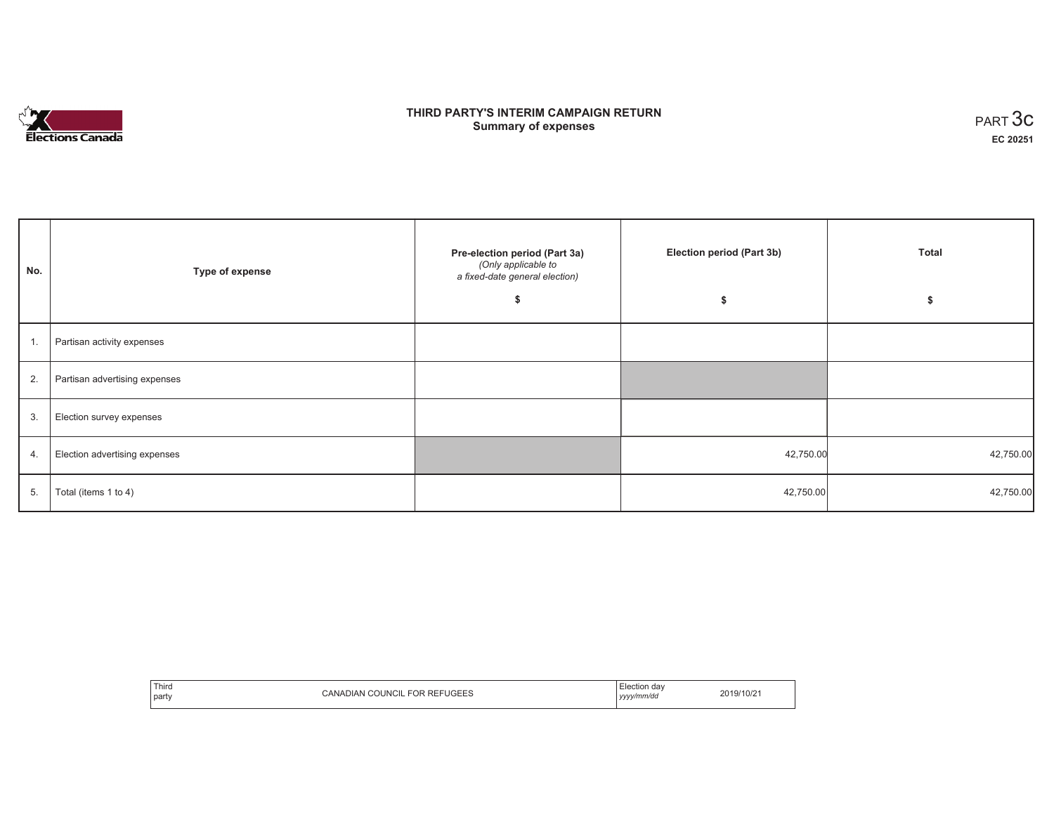Elections Canada

# THIRD PARTY'S INTERIM CAMPAIGN RETURN
## Summary of expenses

PART 3c
**EC 20251**

| No. | Type of expense | Pre-election period (Part 3a) *(Only applicable to a fixed-date general election)* $ | Election period (Part 3b) $ | Total $ |
|---|---|---|---|---|
| 1. | Partisan activity expenses | | | |
| 2. | Partisan advertising expenses | | | |
| 3. | Election survey expenses | | | |
| 4. | Election advertising expenses | | 42,750.00 | 42,750.00 |
| 5. | Total (items 1 to 4) | | 42,750.00 | 42,750.00 |

| Third party | CANADIAN COUNCIL FOR REFUGEES | Election day *yyyy/mm/dd* | 2019/10/21 |
|---|---|---|---|